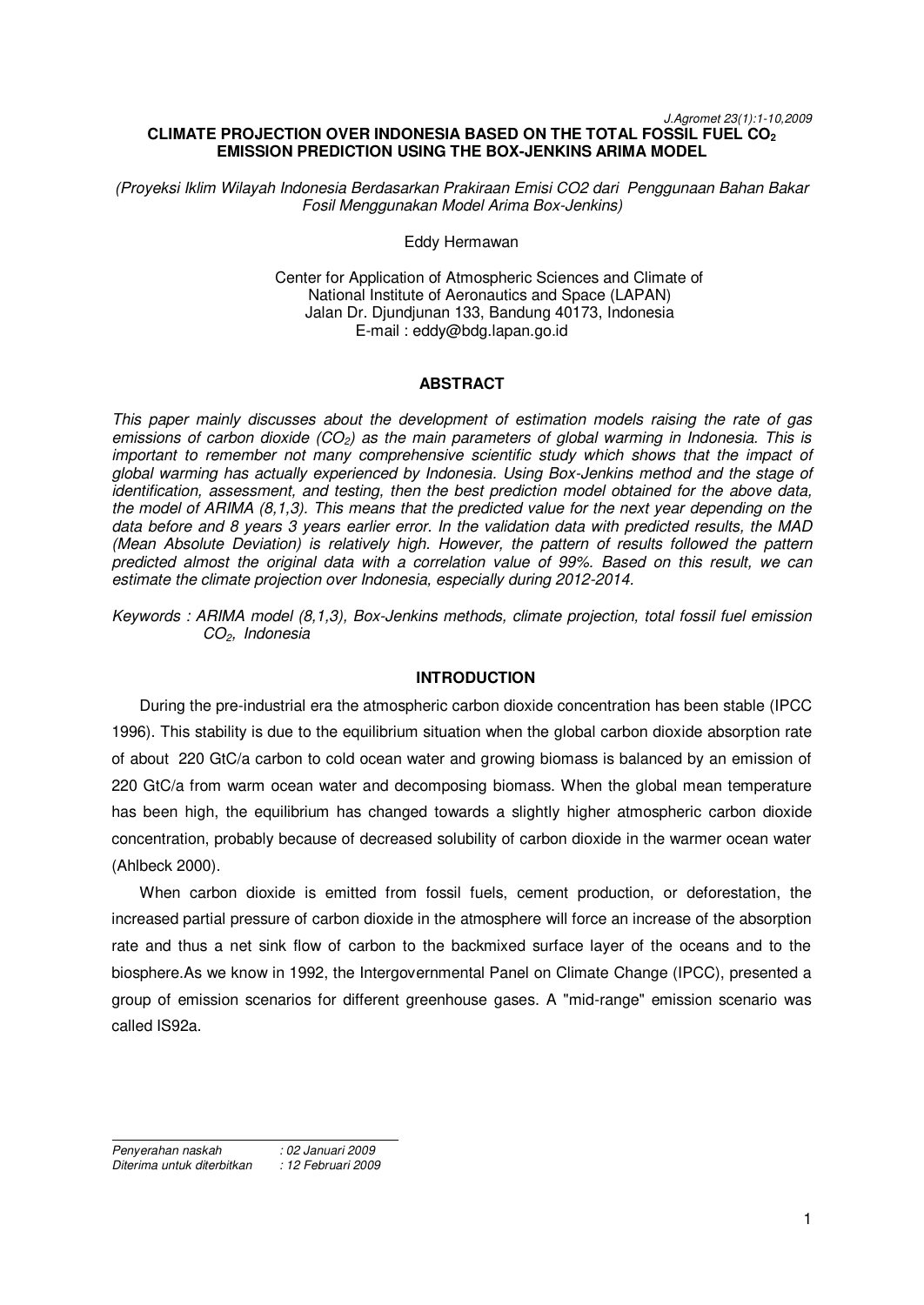# CLIMATE PROJECTION OVER INDONESIA BASED ON THE TOTAL FOSSIL FUEL $CO_2$ EMISSION PREDICTION USING THE BOX-JENKINS ARIMA MODEL

*(Proyeksi Iklim Wilayah Indonesia Berdasarkan Prakiraan Emisi CO2 dari Penggunaan Bahan Bakar Fosil Menggunakan Model Arima Box-Jenkins)*

Eddy Hermawan

Center for Application of Atmospheric Sciences and Climate of
National Institute of Aeronautics and Space (LAPAN)
Jalan Dr. Djundjunan 133, Bandung 40173, Indonesia
E-mail : eddy@bdg.lapan.go.id

## ABSTRACT

*This paper mainly discusses about the development of estimation models raising the rate of gas emissions of carbon dioxide ($CO_2$) as the main parameters of global warming in Indonesia. This is important to remember not many comprehensive scientific study which shows that the impact of global warming has actually experienced by Indonesia. Using Box-Jenkins method and the stage of identification, assessment, and testing, then the best prediction model obtained for the above data, the model of ARIMA (8,1,3). This means that the predicted value for the next year depending on the data before and 8 years 3 years earlier error. In the validation data with predicted results, the MAD (Mean Absolute Deviation) is relatively high. However, the pattern of results followed the pattern predicted almost the original data with a correlation value of 99%. Based on this result, we can estimate the climate projection over Indonesia, especially during 2012-2014.*

*Keywords : ARIMA model (8,1,3), Box-Jenkins methods, climate projection, total fossil fuel emission $CO_2$, Indonesia*

## INTRODUCTION

During the pre-industrial era the atmospheric carbon dioxide concentration has been stable (IPCC 1996). This stability is due to the equilibrium situation when the global carbon dioxide absorption rate of about 220 GtC/a carbon to cold ocean water and growing biomass is balanced by an emission of 220 GtC/a from warm ocean water and decomposing biomass. When the global mean temperature has been high, the equilibrium has changed towards a slightly higher atmospheric carbon dioxide concentration, probably because of decreased solubility of carbon dioxide in the warmer ocean water (Ahlbeck 2000).

When carbon dioxide is emitted from fossil fuels, cement production, or deforestation, the increased partial pressure of carbon dioxide in the atmosphere will force an increase of the absorption rate and thus a net sink flow of carbon to the backmixed surface layer of the oceans and to the biosphere.As we know in 1992, the Intergovernmental Panel on Climate Change (IPCC), presented a group of emission scenarios for different greenhouse gases. A "mid-range" emission scenario was called IS92a.

*Penyerahan naskah : 02 Januari 2009*
*Diterima untuk diterbitkan : 12 Februari 2009*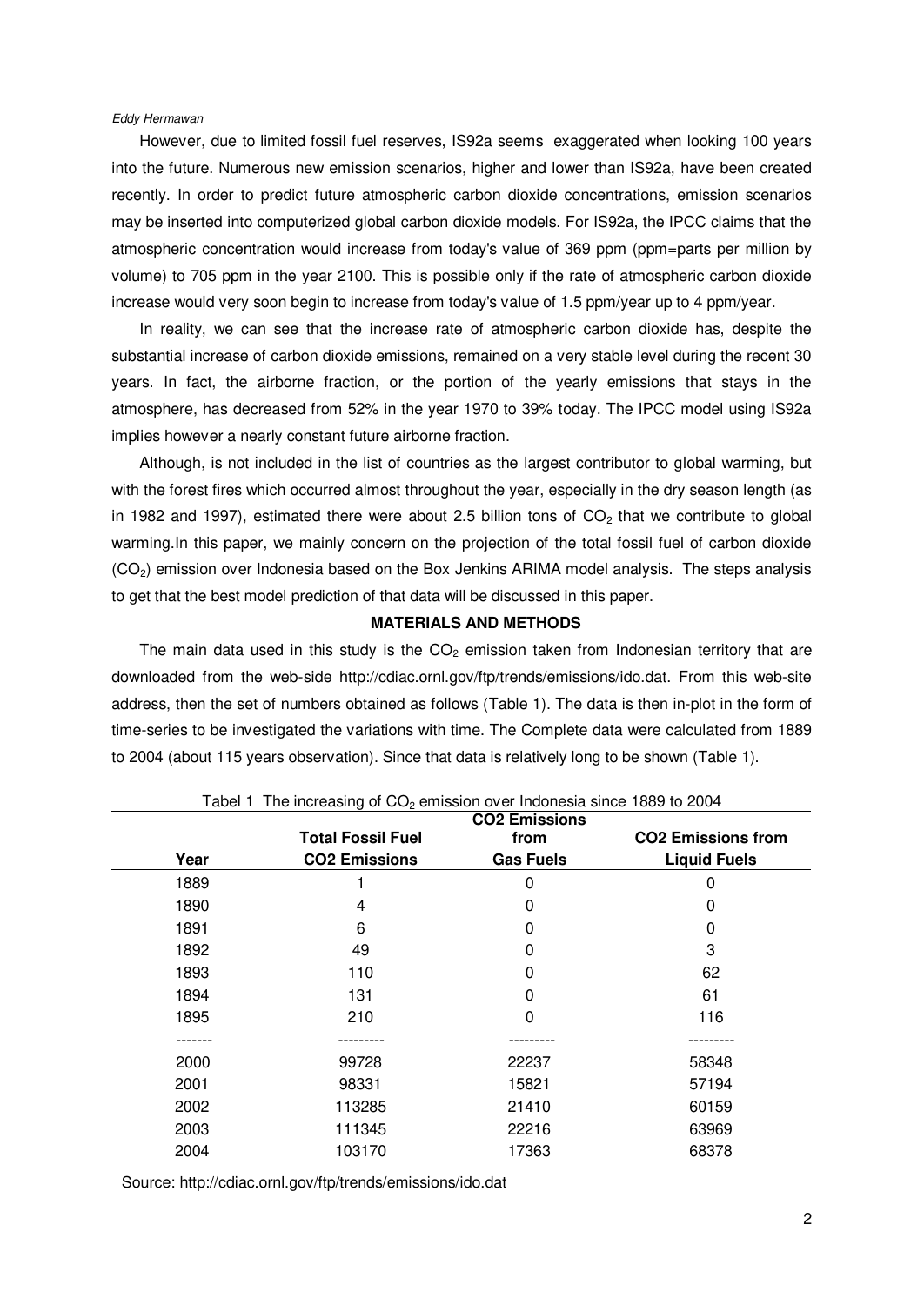However, due to limited fossil fuel reserves, IS92a seems exaggerated when looking 100 years into the future. Numerous new emission scenarios, higher and lower than IS92a, have been created recently. In order to predict future atmospheric carbon dioxide concentrations, emission scenarios may be inserted into computerized global carbon dioxide models. For IS92a, the IPCC claims that the atmospheric concentration would increase from today's value of 369 ppm (ppm=parts per million by volume) to 705 ppm in the year 2100. This is possible only if the rate of atmospheric carbon dioxide increase would very soon begin to increase from today's value of 1.5 ppm/year up to 4 ppm/year.

In reality, we can see that the increase rate of atmospheric carbon dioxide has, despite the substantial increase of carbon dioxide emissions, remained on a very stable level during the recent 30 years. In fact, the airborne fraction, or the portion of the yearly emissions that stays in the atmosphere, has decreased from 52% in the year 1970 to 39% today. The IPCC model using IS92a implies however a nearly constant future airborne fraction.

Although, is not included in the list of countries as the largest contributor to global warming, but with the forest fires which occurred almost throughout the year, especially in the dry season length (as in 1982 and 1997), estimated there were about 2.5 billion tons of $CO_2$ that we contribute to global warming.In this paper, we mainly concern on the projection of the total fossil fuel of carbon dioxide ($CO_2$) emission over Indonesia based on the Box Jenkins ARIMA model analysis. The steps analysis to get that the best model prediction of that data will be discussed in this paper.

## MATERIALS AND METHODS

The main data used in this study is the $CO_2$ emission taken from Indonesian territory that are downloaded from the web-side http://cdiac.ornl.gov/ftp/trends/emissions/ido.dat. From this web-site address, then the set of numbers obtained as follows (Table 1). The data is then in-plot in the form of time-series to be investigated the variations with time. The Complete data were calculated from 1889 to 2004 (about 115 years observation). Since that data is relatively long to be shown (Table 1).

Tabel 1 The increasing of $CO_2$ emission over Indonesia since 1889 to 2004

| Year | Total Fossil Fuel CO2 Emissions | CO2 Emissions from Gas Fuels | CO2 Emissions from Liquid Fuels |
|---|---|---|---|
| 1889 | 1 | 0 | 0 |
| 1890 | 4 | 0 | 0 |
| 1891 | 6 | 0 | 0 |
| 1892 | 49 | 0 | 3 |
| 1893 | 110 | 0 | 62 |
| 1894 | 131 | 0 | 61 |
| 1895 | 210 | 0 | 116 |
| ------- | --------- | --------- | --------- |
| 2000 | 99728 | 22237 | 58348 |
| 2001 | 98331 | 15821 | 57194 |
| 2002 | 113285 | 21410 | 60159 |
| 2003 | 111345 | 22216 | 63969 |
| 2004 | 103170 | 17363 | 68378 |

Source: http://cdiac.ornl.gov/ftp/trends/emissions/ido.dat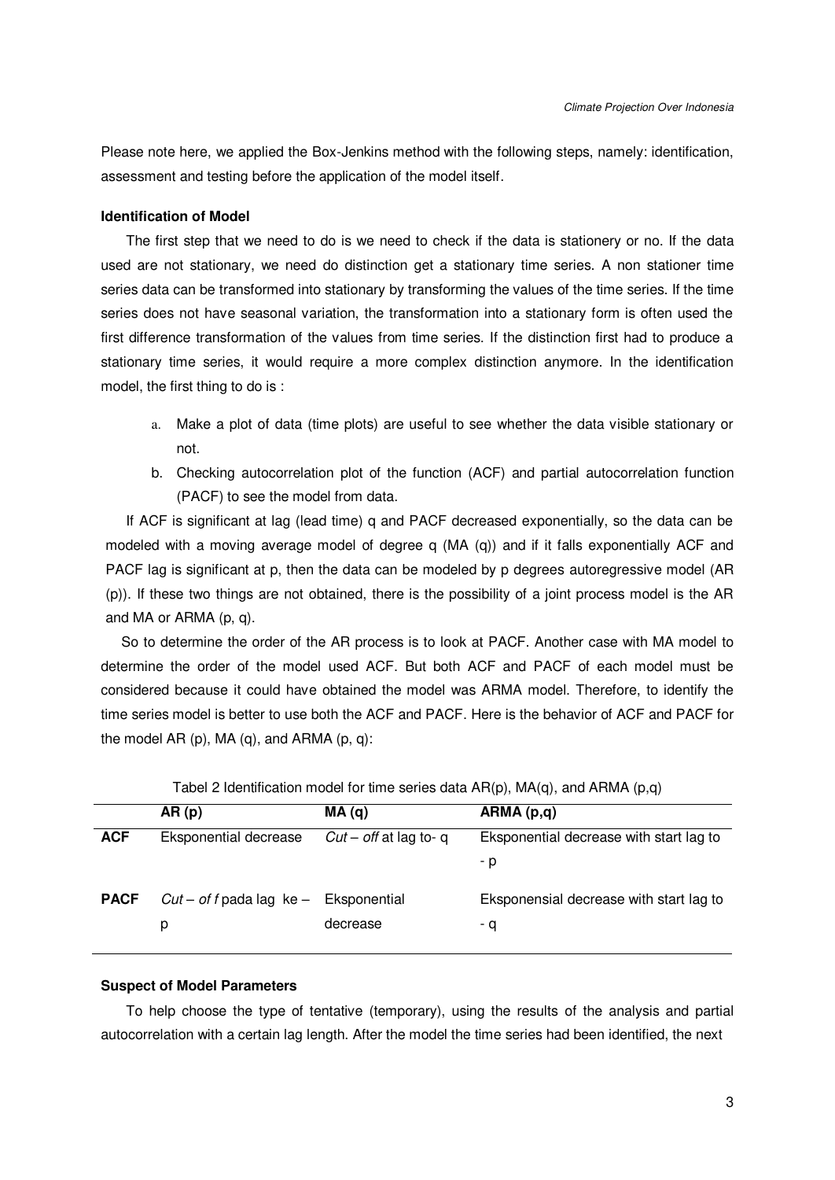Please note here, we applied the Box-Jenkins method with the following steps, namely: identification, assessment and testing before the application of the model itself.

**Identification of Model**

The first step that we need to do is we need to check if the data is stationery or no. If the data used are not stationary, we need do distinction get a stationary time series. A non stationer time series data can be transformed into stationary by transforming the values of the time series. If the time series does not have seasonal variation, the transformation into a stationary form is often used the first difference transformation of the values from time series. If the distinction first had to produce a stationary time series, it would require a more complex distinction anymore. In the identification model, the first thing to do is :

a. Make a plot of data (time plots) are useful to see whether the data visible stationary or not.
b. Checking autocorrelation plot of the function (ACF) and partial autocorrelation function (PACF) to see the model from data.

If ACF is significant at lag (lead time) q and PACF decreased exponentially, so the data can be modeled with a moving average model of degree q (MA (q)) and if it falls exponentially ACF and PACF lag is significant at p, then the data can be modeled by p degrees autoregressive model (AR (p)). If these two things are not obtained, there is the possibility of a joint process model is the AR and MA or ARMA (p, q).

So to determine the order of the AR process is to look at PACF. Another case with MA model to determine the order of the model used ACF. But both ACF and PACF of each model must be considered because it could have obtained the model was ARMA model. Therefore, to identify the time series model is better to use both the ACF and PACF. Here is the behavior of ACF and PACF for the model AR (p), MA (q), and ARMA (p, q):

Tabel 2 Identification model for time series data AR(p), MA(q), and ARMA (p,q)

| | **AR (p)** | **MA (q)** | **ARMA (p,q)** |
|---|---|---|---|
| **ACF** | Eksponential decrease | *Cut – off* at lag to- q | Eksponential decrease with start lag to - p |
| **PACF** | *Cut – of f* pada lag ke – p | Eksponential decrease | Eksponensial decrease with start lag to - q |

**Suspect of Model Parameters**

To help choose the type of tentative (temporary), using the results of the analysis and partial autocorrelation with a certain lag length. After the model the time series had been identified, the next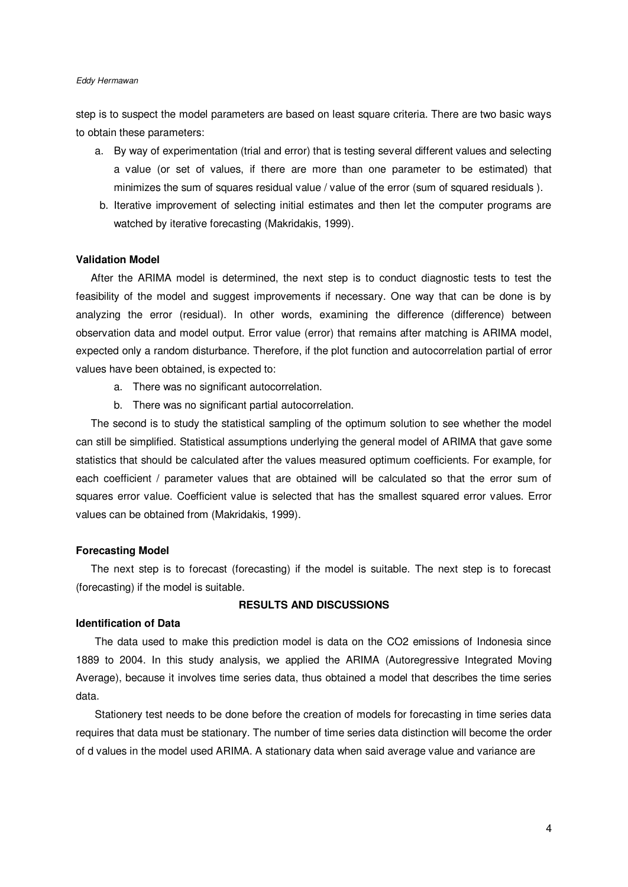step is to suspect the model parameters are based on least square criteria. There are two basic ways to obtain these parameters:

a. By way of experimentation (trial and error) that is testing several different values and selecting a value (or set of values, if there are more than one parameter to be estimated) that minimizes the sum of squares residual value / value of the error (sum of squared residuals ).
b. Iterative improvement of selecting initial estimates and then let the computer programs are watched by iterative forecasting (Makridakis, 1999).

**Validation Model**

After the ARIMA model is determined, the next step is to conduct diagnostic tests to test the feasibility of the model and suggest improvements if necessary. One way that can be done is by analyzing the error (residual). In other words, examining the difference (difference) between observation data and model output. Error value (error) that remains after matching is ARIMA model, expected only a random disturbance. Therefore, if the plot function and autocorrelation partial of error values have been obtained, is expected to:

a. There was no significant autocorrelation.
b. There was no significant partial autocorrelation.

The second is to study the statistical sampling of the optimum solution to see whether the model can still be simplified. Statistical assumptions underlying the general model of ARIMA that gave some statistics that should be calculated after the values measured optimum coefficients. For example, for each coefficient / parameter values that are obtained will be calculated so that the error sum of squares error value. Coefficient value is selected that has the smallest squared error values. Error values can be obtained from (Makridakis, 1999).

**Forecasting Model**

The next step is to forecast (forecasting) if the model is suitable. The next step is to forecast (forecasting) if the model is suitable.

## RESULTS AND DISCUSSIONS

**Identification of Data**

The data used to make this prediction model is data on the $CO_2$ emissions of Indonesia since 1889 to 2004. In this study analysis, we applied the ARIMA (Autoregressive Integrated Moving Average), because it involves time series data, thus obtained a model that describes the time series data.

Stationery test needs to be done before the creation of models for forecasting in time series data requires that data must be stationary. The number of time series data distinction will become the order of d values in the model used ARIMA. A stationary data when said average value and variance are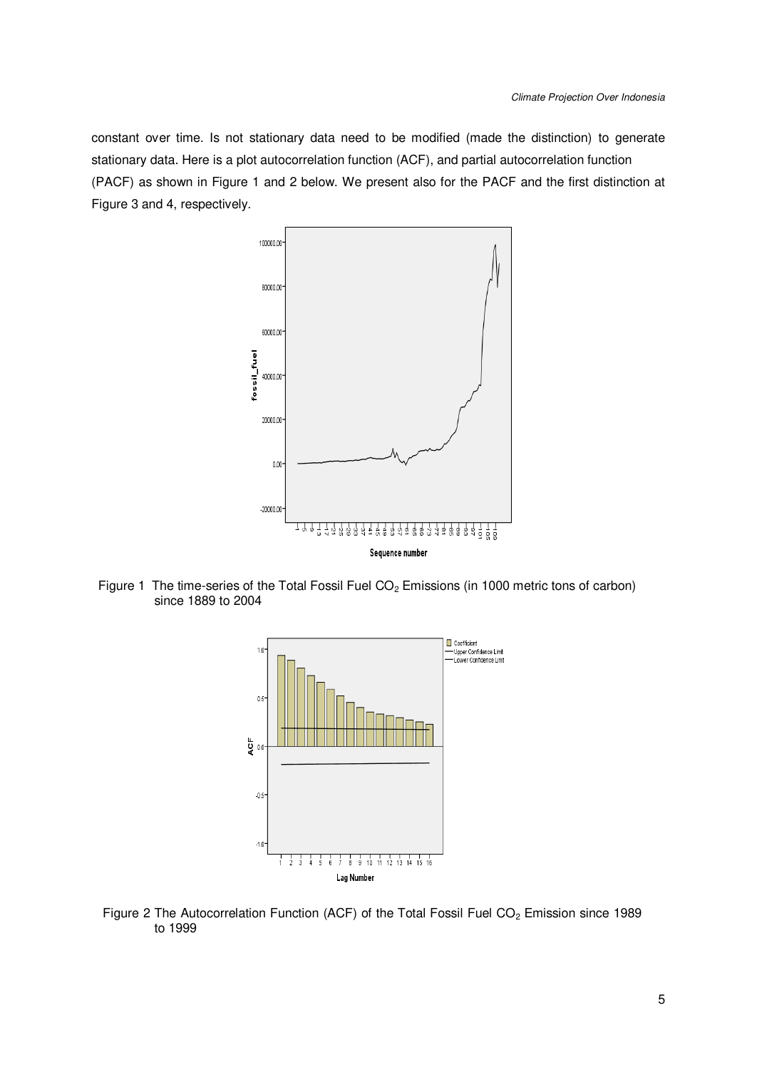constant over time. Is not stationary data need to be modified (made the distinction) to generate stationary data. Here is a plot autocorrelation function (ACF), and partial autocorrelation function (PACF) as shown in Figure 1 and 2 below. We present also for the PACF and the first distinction at Figure 3 and 4, respectively.

Figure 1 The time-series of the Total Fossil Fuel $CO_2$ Emissions (in 1000 metric tons of carbon) since 1889 to 2004

Figure 2 The Autocorrelation Function (ACF) of the Total Fossil Fuel $CO_2$ Emission since 1989 to 1999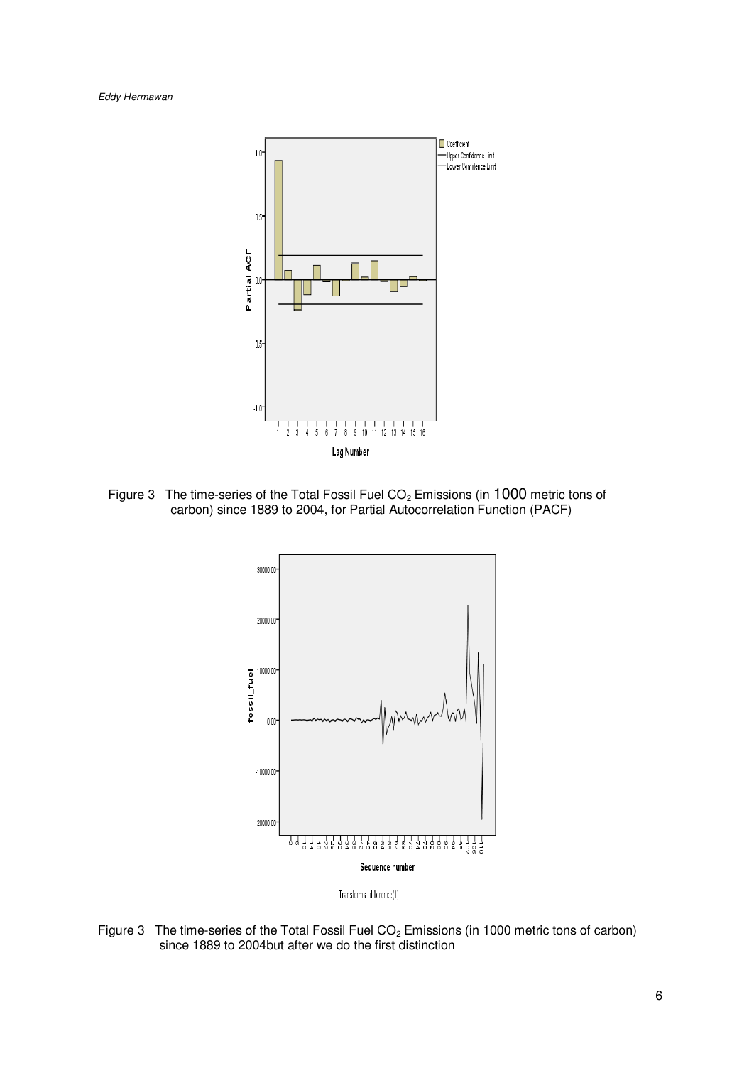Figure 3   The time-series of the Total Fossil Fuel $CO_2$ Emissions (in 1000 metric tons of carbon) since 1889 to 2004, for Partial Autocorrelation Function (PACF)

Figure 3   The time-series of the Total Fossil Fuel $CO_2$ Emissions (in 1000 metric tons of carbon) since 1889 to 2004but after we do the first distinction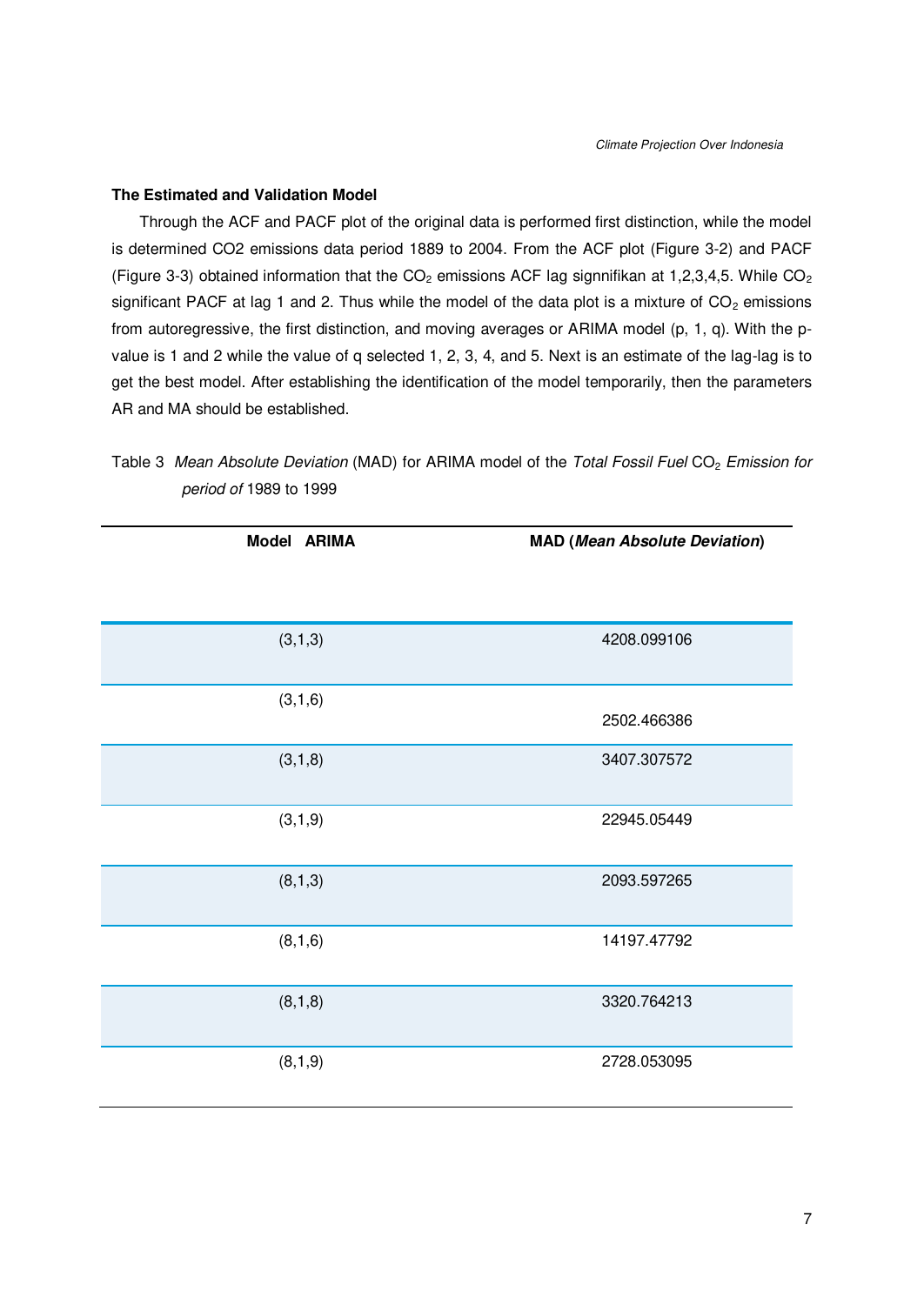### The Estimated and Validation Model

Through the ACF and PACF plot of the original data is performed first distinction, while the model is determined CO2 emissions data period 1889 to 2004. From the ACF plot (Figure 3-2) and PACF (Figure 3-3) obtained information that the $CO_2$ emissions ACF lag signnifikan at 1,2,3,4,5. While $CO_2$ significant PACF at lag 1 and 2. Thus while the model of the data plot is a mixture of $CO_2$ emissions from autoregressive, the first distinction, and moving averages or ARIMA model (p, 1, q). With the p-value is 1 and 2 while the value of q selected 1, 2, 3, 4, and 5. Next is an estimate of the lag-lag is to get the best model. After establishing the identification of the model temporarily, then the parameters AR and MA should be established.

Table 3 *Mean Absolute Deviation* (MAD) for ARIMA model of the *Total Fossil Fuel* $CO_2$ *Emission for period of* 1989 to 1999

| Model ARIMA | MAD (*Mean Absolute Deviation*) |
|---|---|
| (3,1,3) | 4208.099106 |
| (3,1,6) | 2502.466386 |
| (3,1,8) | 3407.307572 |
| (3,1,9) | 22945.05449 |
| (8,1,3) | 2093.597265 |
| (8,1,6) | 14197.47792 |
| (8,1,8) | 3320.764213 |
| (8,1,9) | 2728.053095 |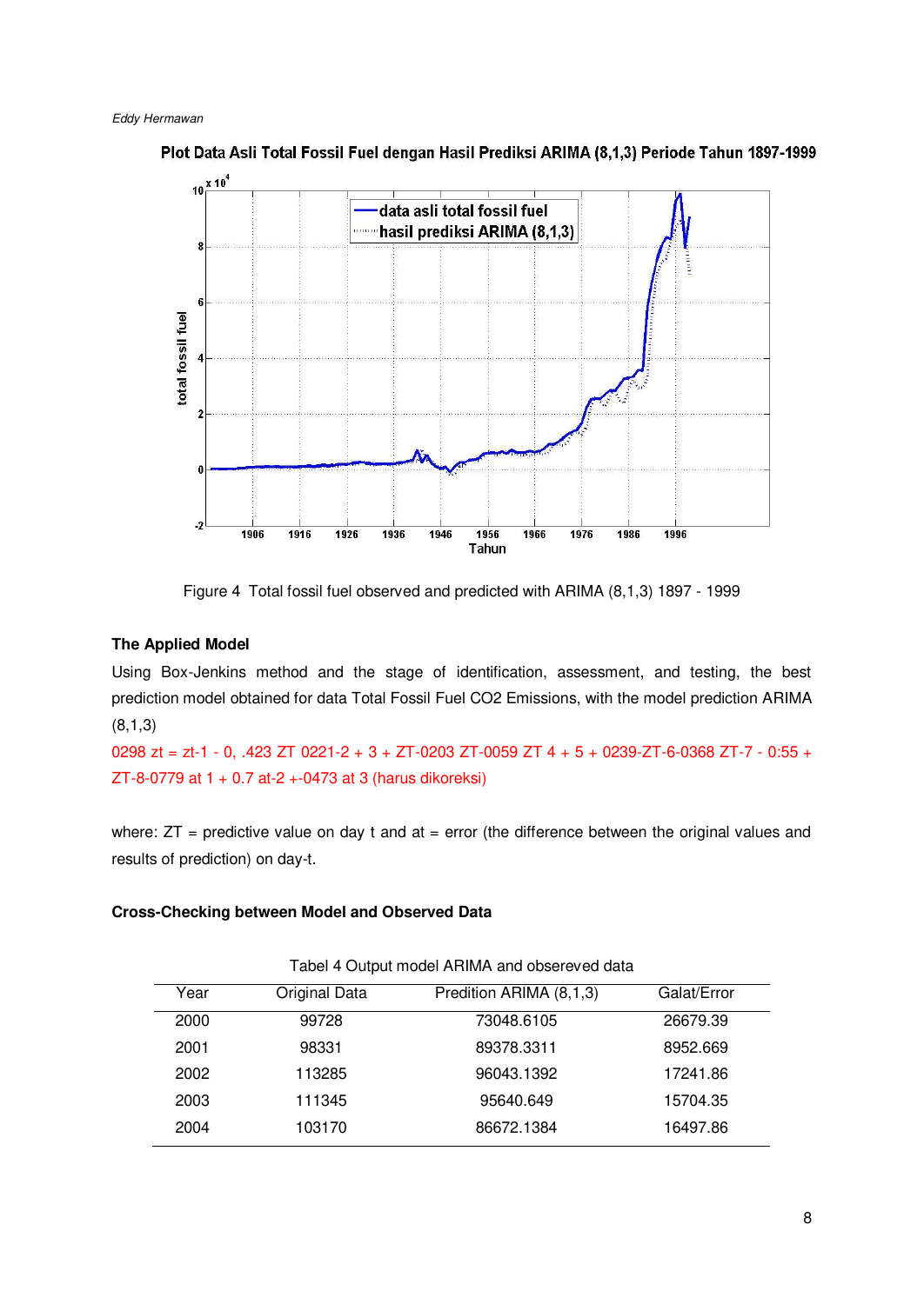Figure 4 Total fossil fuel observed and predicted with ARIMA (8,1,3) 1897 - 1999

### The Applied Model

Using Box-Jenkins method and the stage of identification, assessment, and testing, the best prediction model obtained for data Total Fossil Fuel CO2 Emissions, with the model prediction ARIMA (8,1,3)

0298 zt = zt-1 - 0, .423 ZT 0221-2 + 3 + ZT-0203 ZT-0059 ZT 4 + 5 + 0239-ZT-6-0368 ZT-7 - 0:55 + ZT-8-0779 at 1 + 0.7 at-2 +-0473 at 3 (harus dikoreksi)

where: ZT = predictive value on day t and at = error (the difference between the original values and results of prediction) on day-t.

### Cross-Checking between Model and Observed Data

Tabel 4 Output model ARIMA and obsereved data

| Year | Original Data | Predition ARIMA (8,1,3) | Galat/Error |
|---|---|---|---|
| 2000 | 99728 | 73048.6105 | 26679.39 |
| 2001 | 98331 | 89378.3311 | 8952.669 |
| 2002 | 113285 | 96043.1392 | 17241.86 |
| 2003 | 111345 | 95640.649 | 15704.35 |
| 2004 | 103170 | 86672.1384 | 16497.86 |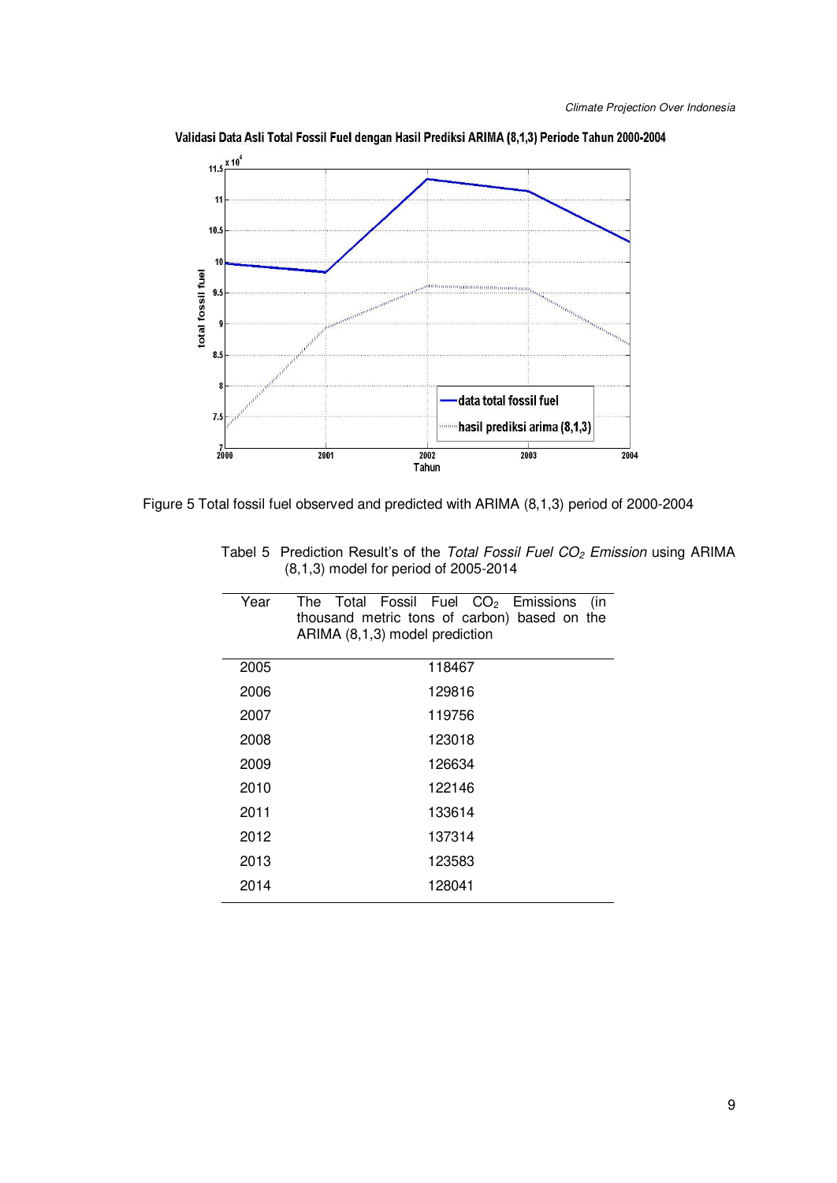Figure 5 Total fossil fuel observed and predicted with ARIMA (8,1,3) period of 2000-2004

Tabel 5 Prediction Result's of the *Total Fossil Fuel $CO_2$ Emission* using ARIMA (8,1,3) model for period of 2005-2014

| Year | The Total Fossil Fuel $CO_2$ Emissions (in thousand metric tons of carbon) based on the ARIMA (8,1,3) model prediction |
|---|---|
| 2005 | 118467 |
| 2006 | 129816 |
| 2007 | 119756 |
| 2008 | 123018 |
| 2009 | 126634 |
| 2010 | 122146 |
| 2011 | 133614 |
| 2012 | 137314 |
| 2013 | 123583 |
| 2014 | 128041 |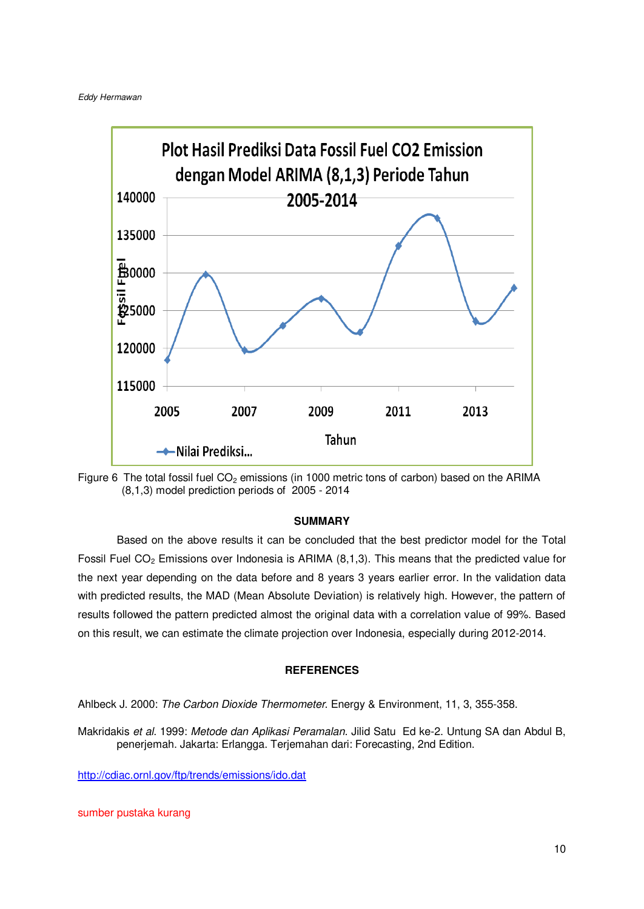Plot Hasil Prediksi Data Fossil Fuel CO2 Emission dengan Model ARIMA (8,1,3) Periode Tahun 2005-2014

Fossil Fuel

140000
135000
130000
125000
120000
115000

2005
2007
2009
2011
2013

Tahun

Nilai Prediksi...

Figure 6 The total fossil fuel $CO_2$ emissions (in 1000 metric tons of carbon) based on the ARIMA (8,1,3) model prediction periods of 2005 - 2014

## SUMMARY

Based on the above results it can be concluded that the best predictor model for the Total Fossil Fuel $CO_2$ Emissions over Indonesia is ARIMA (8,1,3). This means that the predicted value for the next year depending on the data before and 8 years 3 years earlier error. In the validation data with predicted results, the MAD (Mean Absolute Deviation) is relatively high. However, the pattern of results followed the pattern predicted almost the original data with a correlation value of 99%. Based on this result, we can estimate the climate projection over Indonesia, especially during 2012-2014.

## REFERENCES

Ahlbeck J. 2000: *The Carbon Dioxide Thermometer.* Energy & Environment, 11, 3, 355-358.

Makridakis *et al.* 1999: *Metode dan Aplikasi Peramalan.* Jilid Satu Ed ke-2. Untung SA dan Abdul B, penerjemah. Jakarta: Erlangga. Terjemahan dari: Forecasting, 2nd Edition.

http://cdiac.ornl.gov/ftp/trends/emissions/ido.dat

sumber pustaka kurang